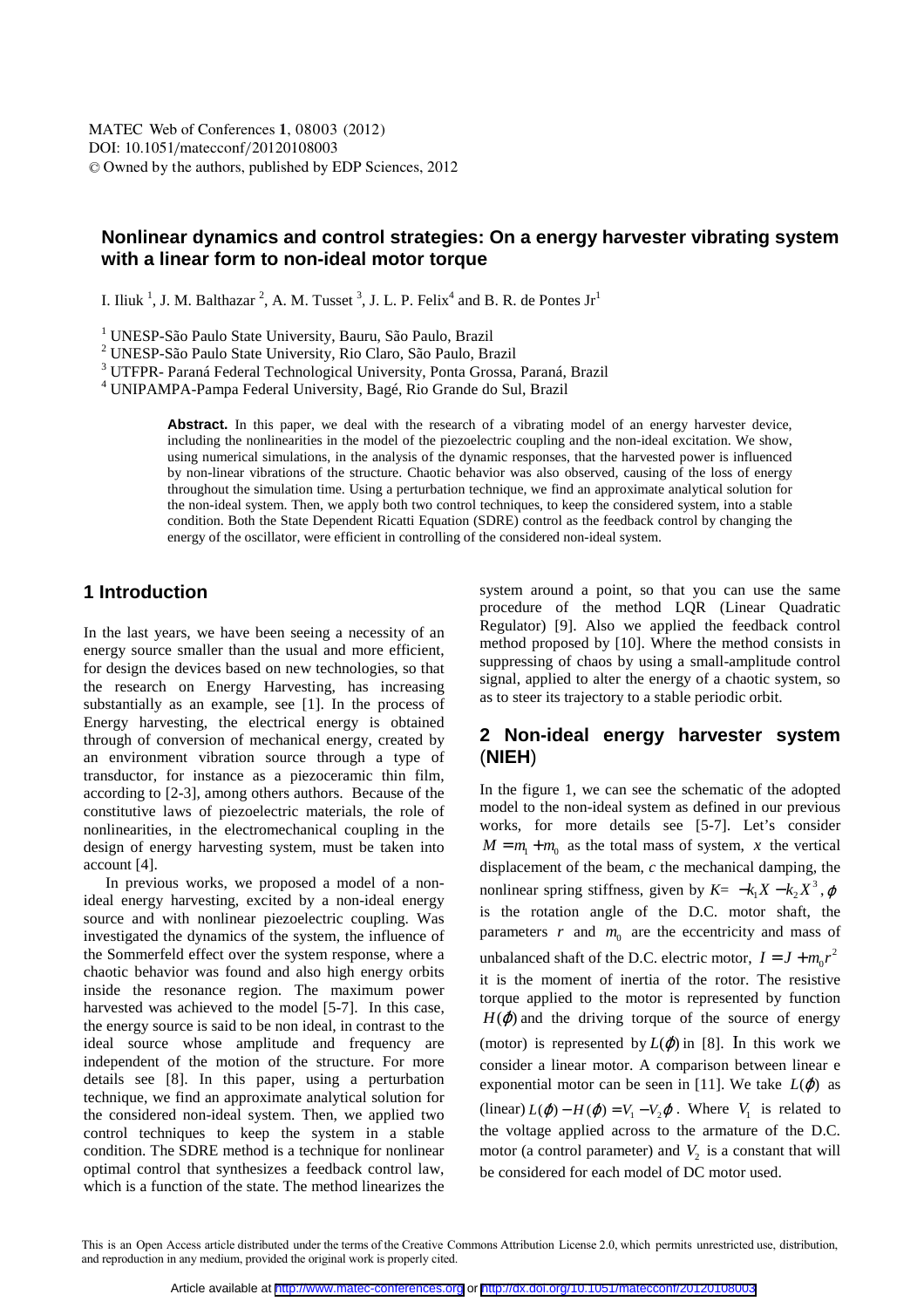MATEC Web of Conferences **1**, 08003 (2012)
DOI: 10.1051/matecconf/20120108003
© Owned by the authors, published by EDP Sciences, 2012

# Nonlinear dynamics and control strategies: On a energy harvester vibrating system with a linear form to non-ideal motor torque

I. Iliuk [1], J. M. Balthazar [2], A. M. Tusset [3], J. L. P. Felix[4] and B. R. de Pontes Jr[1]

[1] UNESP-São Paulo State University, Bauru, São Paulo, Brazil
[2] UNESP-São Paulo State University, Rio Claro, São Paulo, Brazil
[3] UTFPR- Paraná Federal Technological University, Ponta Grossa, Paraná, Brazil
[4] UNIPAMPA-Pampa Federal University, Bagé, Rio Grande do Sul, Brazil

**Abstract.** In this paper, we deal with the research of a vibrating model of an energy harvester device, including the nonlinearities in the model of the piezoelectric coupling and the non-ideal excitation. We show, using numerical simulations, in the analysis of the dynamic responses, that the harvested power is influenced by non-linear vibrations of the structure. Chaotic behavior was also observed, causing of the loss of energy throughout the simulation time. Using a perturbation technique, we find an approximate analytical solution for the non-ideal system. Then, we apply both two control techniques, to keep the considered system, into a stable condition. Both the State Dependent Ricatti Equation (SDRE) control as the feedback control by changing the energy of the oscillator, were efficient in controlling of the considered non-ideal system.

## 1 Introduction

In the last years, we have been seeing a necessity of an energy source smaller than the usual and more efficient, for design the devices based on new technologies, so that the research on Energy Harvesting, has increasing substantially as an example, see [1]. In the process of Energy harvesting, the electrical energy is obtained through of conversion of mechanical energy, created by an environment vibration source through a type of transductor, for instance as a piezoceramic thin film, according to [2-3], among others authors. Because of the constitutive laws of piezoelectric materials, the role of nonlinearities, in the electromechanical coupling in the design of energy harvesting system, must be taken into account [4].

In previous works, we proposed a model of a non-ideal energy harvesting, excited by a non-ideal energy source and with nonlinear piezoelectric coupling. Was investigated the dynamics of the system, the influence of the Sommerfeld effect over the system response, where a chaotic behavior was found and also high energy orbits inside the resonance region. The maximum power harvested was achieved to the model [5-7]. In this case, the energy source is said to be non ideal, in contrast to the ideal source whose amplitude and frequency are independent of the motion of the structure. For more details see [8]. In this paper, using a perturbation technique, we find an approximate analytical solution for the considered non-ideal system. Then, we applied two control techniques to keep the system in a stable condition. The SDRE method is a technique for nonlinear optimal control that synthesizes a feedback control law, which is a function of the state. The method linearizes the system around a point, so that you can use the same procedure of the method LQR (Linear Quadratic Regulator) [9]. Also we applied the feedback control method proposed by [10]. Where the method consists in suppressing of chaos by using a small-amplitude control signal, applied to alter the energy of a chaotic system, so as to steer its trajectory to a stable periodic orbit.

## 2 Non-ideal energy harvester system (NIEH)

In the figure 1, we can see the schematic of the adopted model to the non-ideal system as defined in our previous works, for more details see [5-7]. Let's consider $M = m_1 + m_0$ as the total mass of system, $x$ the vertical displacement of the beam, $c$ the mechanical damping, the nonlinear spring stiffness, given by $K = -k_1 X - k_2 X^3$, $\varphi$ is the rotation angle of the D.C. motor shaft, the parameters $r$ and $m_0$ are the eccentricity and mass of unbalanced shaft of the D.C. electric motor, $I = J + m_0 r^2$ it is the moment of inertia of the rotor. The resistive torque applied to the motor is represented by function $H(\dot{\varphi})$ and the driving torque of the source of energy (motor) is represented by $L(\dot{\varphi})$ in [8]. In this work we consider a linear motor. A comparison between linear e exponential motor can be seen in [11]. We take $L(\dot{\varphi})$ as (linear) $L(\dot{\varphi}) - H(\dot{\varphi}) = V_1 - V_2\dot{\varphi}$. Where $V_1$ is related to the voltage applied across to the armature of the D.C. motor (a control parameter) and $V_2$ is a constant that will be considered for each model of DC motor used.

This is an Open Access article distributed under the terms of the Creative Commons Attribution License 2.0, which permits unrestricted use, distribution, and reproduction in any medium, provided the original work is properly cited.

Article available at http://www.matec-conferences.org or http://dx.doi.org/10.1051/matecconf/20120108003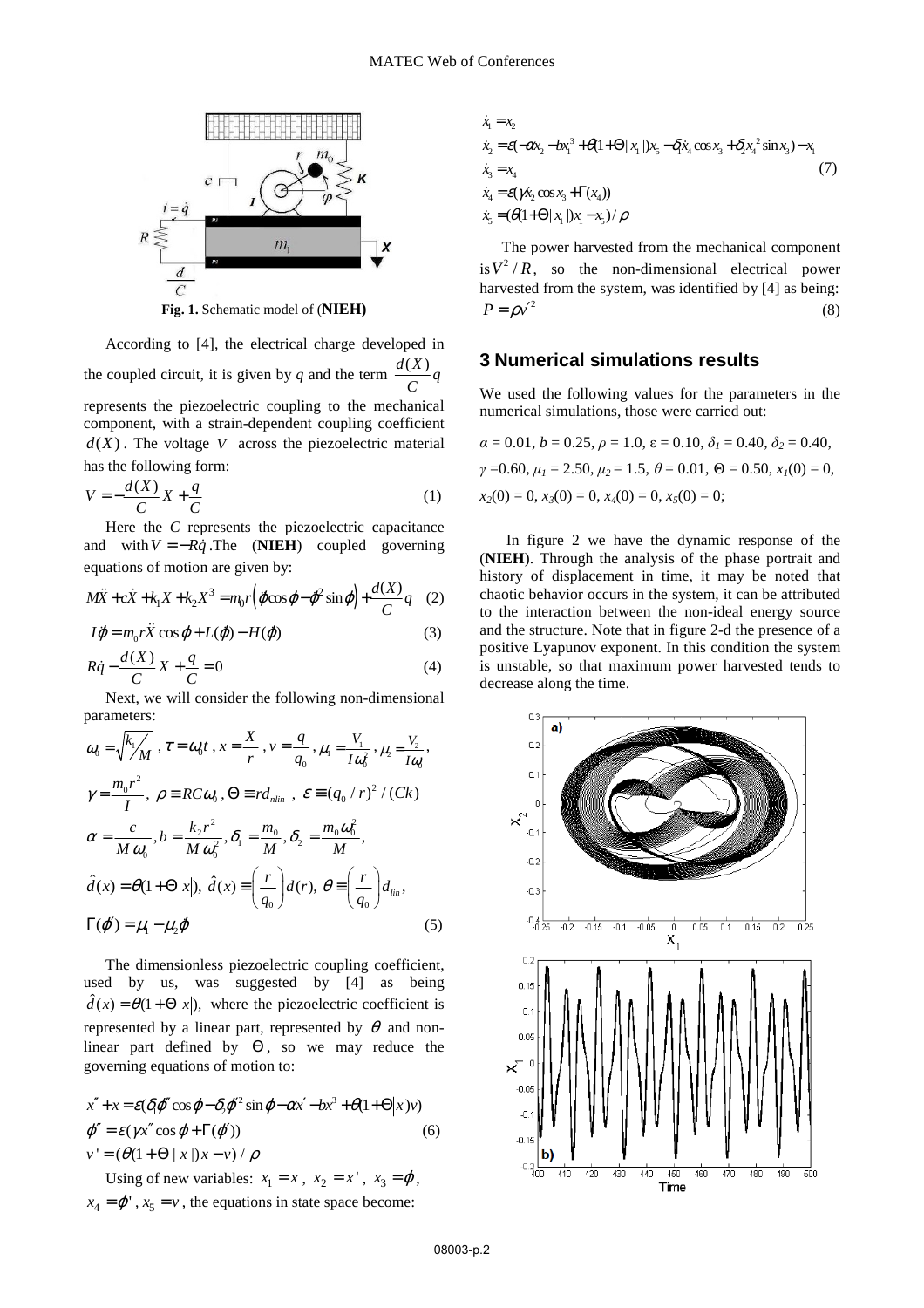Fig. 1. Schematic model of (**NIEH**)

According to [4], the electrical charge developed in the coupled circuit, it is given by $q$ and the term $\frac{d(X)}{C}q$ represents the piezoelectric coupling to the mechanical component, with a strain-dependent coupling coefficient $d(X)$. The voltage $V$ across the piezoelectric material has the following form:

$$V = -\frac{d(X)}{C}X + \frac{q}{C} \quad (1)$$

Here the $C$ represents the piezoelectric capacitance and with $V = -R\dot{q}$. The (**NIEH**) coupled governing equations of motion are given by:

$$M\ddot{X} + c\dot{X} + k_1 X + k_2 X^3 = m_0 r\left(\ddot{\varphi}\cos\varphi - \dot{\varphi}^2 \sin\varphi\right) + \frac{d(X)}{C}q \quad (2)$$

$$I\ddot{\varphi} = m_0 r\ddot{X}\cos\varphi + L(\dot{\varphi}) - H(\dot{\varphi}) \quad (3)$$

$$R\dot{q} - \frac{d(X)}{C}X + \frac{q}{C} = 0 \quad (4)$$

Next, we will consider the following non-dimensional parameters:

$$\omega_0 = \sqrt{k_1/M}\ ,\ \tau = \omega_0 t\ ,\ x = \frac{X}{r}\ ,\ v = \frac{q}{q_0}\ ,\ \mu_1 = \frac{V_1}{I\omega_0^2}\ ,\ \mu_2 = \frac{V_2}{I\omega_0}\ ,$$

$$\gamma = \frac{m_0 r^2}{I}\ ,\ \rho \equiv RC\omega_0\ ,\ \Theta \equiv r d_{nlin}\ ,\ \varepsilon \equiv (q_0/r)^2/(Ck)$$

$$\alpha = \frac{c}{M\omega_0}, b = \frac{k_2 r^2}{M\omega_0^2}, \delta_1 = \frac{m_0}{M}, \delta_2 = \frac{m_0\omega_0^2}{M},$$

$$\hat{d}(x) = \theta(1+\Theta|x|),\ \hat{d}(x) \equiv \left(\frac{r}{q_0}\right)d(r),\ \theta \equiv \left(\frac{r}{q_0}\right)d_{lin},$$

$$\Gamma(\dot{\varphi}) = \mu_1 - \mu_2\dot{\varphi} \quad (5)$$

The dimensionless piezoelectric coupling coefficient, used by us, was suggested by [4] as being $\hat{d}(x) = \theta(1+\Theta|x|)$, where the piezoelectric coefficient is represented by a linear part, represented by $\theta$ and non-linear part defined by $\Theta$, so we may reduce the governing equations of motion to:

$$x'' + x = \varepsilon(\delta_1\varphi''\cos\varphi - \delta_2\varphi'^2\sin\varphi - \alpha x' - bx^3 + \theta(1+\Theta|x|)v)$$
$$\varphi'' = \varepsilon(\gamma x''\cos\varphi + \Gamma(\varphi')) \quad (6)$$
$$v' = (\theta(1+\Theta\,|\,x\,|)x - v)/\rho$$

Using of new variables: $x_1 = x$, $x_2 = x'$, $x_3 = \varphi$, $x_4 = \varphi'$, $x_5 = v$, the equations in state space become:

$$\dot{x}_1 = x_2$$
$$\dot{x}_2 = \varepsilon(-\alpha x_2 - bx_1^3 + \theta(1+\Theta|x_1|)x_5 - \delta_1\dot{x}_4\cos x_3 + \delta_2 x_4^2\sin x_3) - x_1$$
$$\dot{x}_3 = x_4 \quad (7)$$
$$\dot{x}_4 = \varepsilon(\gamma\dot{x}_2\cos x_3 + \Gamma(x_4))$$
$$\dot{x}_5 = (\theta(1+\Theta|x_1|)x_1 - x_5)/\rho$$

The power harvested from the mechanical component is $V^2/R$, so the non-dimensional electrical power harvested from the system, was identified by [4] as being:

$$P = \rho v'^2 \quad (8)$$

## 3 Numerical simulations results

We used the following values for the parameters in the numerical simulations, those were carried out:

$\alpha$ = 0.01, $b$ = 0.25, $\rho$ = 1.0, $\varepsilon$ = 0.10, $\delta_1$ = 0.40, $\delta_2$ = 0.40, $\gamma$ = 0.60, $\mu_1$ = 2.50, $\mu_2$ = 1.5, $\theta$ = 0.01, $\Theta$ = 0.50, $x_1(0)$ = 0, $x_2(0)$ = 0, $x_3(0)$ = 0, $x_4(0)$ = 0, $x_5(0)$ = 0;

In figure 2 we have the dynamic response of the (**NIEH**). Through the analysis of the phase portrait and history of displacement in time, it may be noted that chaotic behavior occurs in the system, it can be attributed to the interaction between the non-ideal energy source and the structure. Note that in figure 2-d the presence of a positive Lyapunov exponent. In this condition the system is unstable, so that maximum power harvested tends to decrease along the time.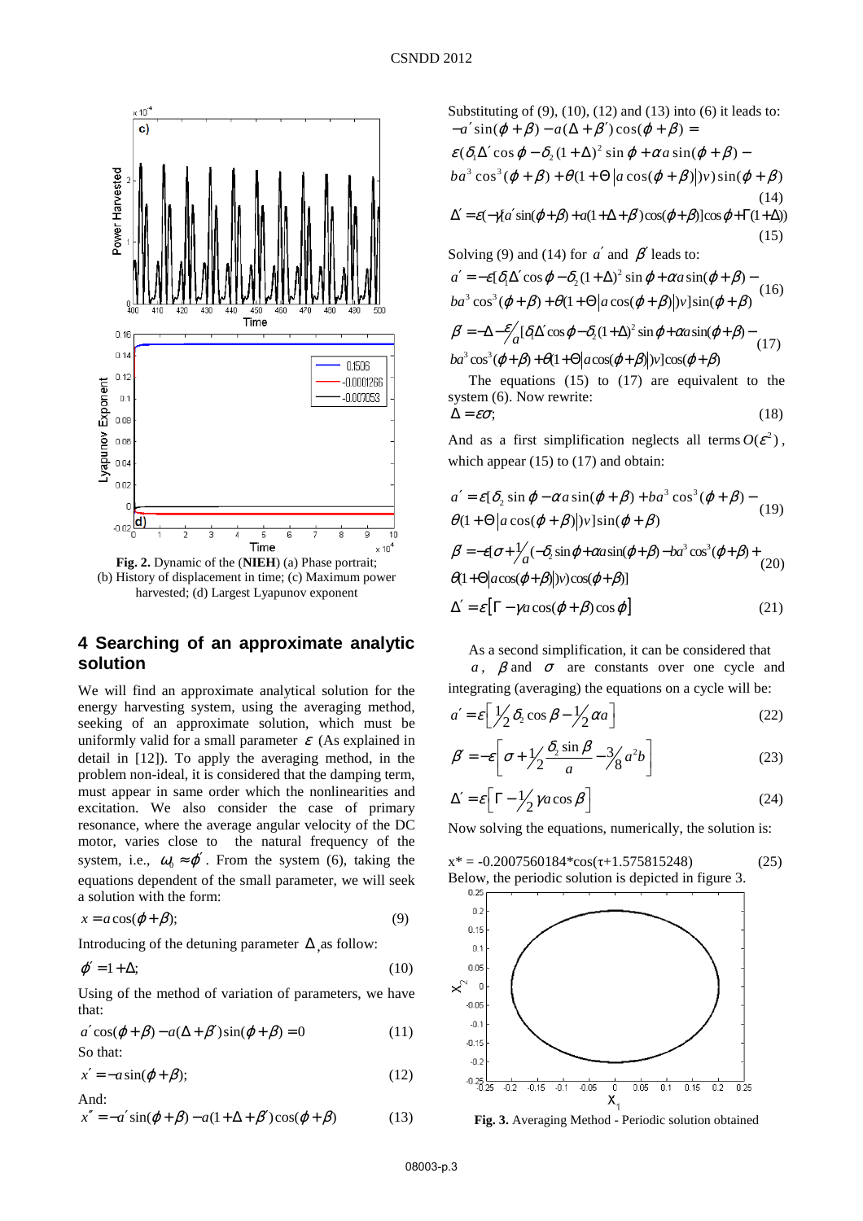Fig. 2. Dynamic of the (**NIEH**) (a) Phase portrait; (b) History of displacement in time; (c) Maximum power harvested; (d) Largest Lyapunov exponent

## 4 Searching of an approximate analytic solution

We will find an approximate analytical solution for the energy harvesting system, using the averaging method, seeking of an approximate solution, which must be uniformly valid for a small parameter $\varepsilon$ (As explained in detail in [12]). To apply the averaging method, in the problem non-ideal, it is considered that the damping term, must appear in same order which the nonlinearities and excitation. We also consider the case of primary resonance, where the average angular velocity of the DC motor, varies close to the natural frequency of the system, i.e., $\omega_0 \approx \varphi'$. From the system (6), taking the equations dependent of the small parameter, we will seek a solution with the form:

$$x = a\cos(\varphi + \beta); \tag{9}$$

Introducing of the detuning parameter $\Delta$, as follow:

$$\varphi' = 1 + \Delta; \tag{10}$$

Using of the method of variation of parameters, we have that:

$$a'\cos(\varphi + \beta) - a(\Delta + \beta')\sin(\varphi + \beta) = 0 \tag{11}$$

So that:

$$x' = -a\sin(\varphi + \beta); \tag{12}$$

And:

$$x'' = -a'\sin(\varphi + \beta) - a(1 + \Delta + \beta')\cos(\varphi + \beta) \tag{13}$$

Substituting of (9), (10), (12) and (13) into (6) it leads to:

$$\begin{aligned}&-a'\sin(\varphi+\beta) - a(\Delta + \beta')\cos(\varphi+\beta) = \\ &\varepsilon(\delta_1\Delta'\cos\varphi - \delta_2(1+\Delta)^2\sin\varphi + \alpha a\sin(\varphi+\beta) - \\ &ba^3\cos^3(\varphi+\beta) + \theta(1+\Theta\,|a\cos(\varphi+\beta)|)v)\sin(\varphi+\beta)\end{aligned} \tag{14}$$

$$\Delta' = \varepsilon(-\gamma[a'\sin(\varphi+\beta) + a(1+\Delta+\beta')\cos(\varphi+\beta)]\cos\varphi + \Gamma(1+\Delta)) \tag{15}$$

Solving (9) and (14) for $a'$ and $\beta'$ leads to:

$$\begin{aligned}a' = &-\varepsilon[\delta_1\Delta'\cos\varphi - \delta_2(1+\Delta)^2\sin\varphi + \alpha a\sin(\varphi+\beta) - \\ &ba^3\cos^3(\varphi+\beta) + \theta(1+\Theta\,|a\cos(\varphi+\beta)|)v]\sin(\varphi+\beta)\end{aligned} \tag{16}$$

$$\begin{aligned}\beta' = &-\Delta - \frac{\varepsilon}{a}[\delta_1\Delta'\cos\varphi - \delta_2(1+\Delta)^2\sin\varphi + \alpha a\sin(\varphi+\beta) - \\ &ba^3\cos^3(\varphi+\beta) + \theta(1+\Theta\,|a\cos(\varphi+\beta)|)v]\cos(\varphi+\beta)\end{aligned} \tag{17}$$

The equations (15) to (17) are equivalent to the system (6). Now rewrite:

$$\Delta = \varepsilon\sigma; \tag{18}$$

And as a first simplification neglects all terms $O(\varepsilon^2)$, which appear (15) to (17) and obtain:

$$\begin{aligned}a' = \varepsilon[&\delta_2\sin\varphi - \alpha a\sin(\varphi+\beta) + ba^3\cos^3(\varphi+\beta) - \\ &\theta(1+\Theta\,|a\cos(\varphi+\beta)|)v]\sin(\varphi+\beta)\end{aligned} \tag{19}$$

$$\begin{aligned}\beta' = -\varepsilon[\sigma + \tfrac{1}{a}(&-\delta_2\sin\varphi + \alpha a\sin(\varphi+\beta) - ba^3\cos^3(\varphi+\beta) + \\ &\theta(1+\Theta\,|a\cos(\varphi+\beta)|)v)\cos(\varphi+\beta)]\end{aligned} \tag{20}$$

$$\Delta' = \varepsilon\left[\Gamma - \gamma a\cos(\varphi+\beta)\cos\varphi\right] \tag{21}$$

As a second simplification, it can be considered that $a$, $\beta$ and $\sigma$ are constants over one cycle and integrating (averaging) the equations on a cycle will be:

$$a' = \varepsilon\left[\tfrac{1}{2}\delta_2\cos\beta - \tfrac{1}{2}\alpha a\right] \tag{22}$$

$$\beta' = -\varepsilon\left[\sigma + \tfrac{1}{2}\frac{\delta_2\sin\beta}{a} - \tfrac{3}{8}a^2 b\right] \tag{23}$$

$$\Delta' = \varepsilon\left[\Gamma - \tfrac{1}{2}\gamma a\cos\beta\right] \tag{24}$$

Now solving the equations, numerically, the solution is:

$$x^* = -0.2007560184*\cos(\tau+1.575815248) \tag{25}$$

Below, the periodic solution is depicted in figure 3.

Fig. 3. Averaging Method - Periodic solution obtained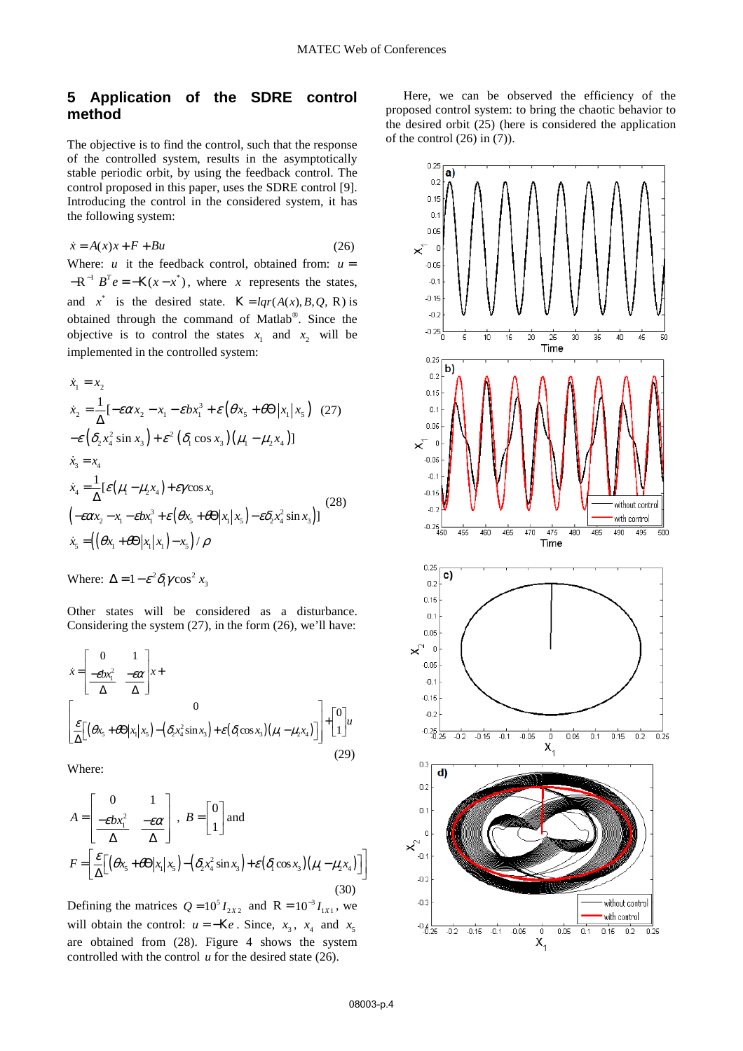## 5 Application of the SDRE control method

The objective is to find the control, such that the response of the controlled system, results in the asymptotically stable periodic orbit, by using the feedback control. The control proposed in this paper, uses the SDRE control [9]. Introducing the control in the considered system, it has the following system:

$$\dot{x} = A(x)x + F + Bu \tag{26}$$

Where: $u$ it the feedback control, obtained from: $u = -R^{-1}B^{T}e = -K(x - x^{*})$, where $x$ represents the states, and $x^{*}$ is the desired state. $K = lqr(A(x), B, Q, R)$ is obtained through the command of Matlab®. Since the objective is to control the states $x_1$ and $x_2$ will be implemented in the controlled system:

$$\begin{aligned}
\dot{x}_1 &= x_2 \\
\dot{x}_2 &= \frac{1}{\Delta}[-\varepsilon\alpha x_2 - x_1 - \varepsilon b x_1^3 + \varepsilon\left(\theta x_5 + \theta\Theta|x_1|x_5\right) \\
&\quad -\varepsilon\left(\delta_2 x_4^2 \sin x_3\right) + \varepsilon^2\left(\delta_1 \cos x_3\right)\left(\mu_1 - \mu_2 x_4\right)]
\end{aligned} \tag{27}$$

$$\begin{aligned}
\dot{x}_3 &= x_4 \\
\dot{x}_4 &= \frac{1}{\Delta}[\varepsilon\left(\mu_1 - \mu_2 x_4\right) + \varepsilon\gamma\cos x_3 \\
&\quad \left(-\varepsilon\alpha x_2 - x_1 - \varepsilon b x_1^3 + \varepsilon\left(\theta x_5 + \theta\Theta|x_1|x_5\right) - \varepsilon\delta_2 x_4^2 \sin x_3\right)] \\
\dot{x}_5 &= \left(\left(\theta x_1 + \theta\Theta|x_1|x_1\right) - x_5\right)/\rho
\end{aligned} \tag{28}$$

Where: $\Delta = 1 - \varepsilon^2\delta_1\gamma\cos^2 x_3$

Other states will be considered as a disturbance. Considering the system (27), in the form (26), we'll have:

$$\dot{x} = \begin{bmatrix} 0 & 1 \\ \frac{-\varepsilon b x_1^2}{\Delta} & \frac{-\varepsilon\alpha}{\Delta} \end{bmatrix} x + \begin{bmatrix} 0 \\ \frac{\varepsilon}{\Delta}\left[\left(\theta x_5 + \theta\Theta|x_1|x_5\right) - \left(\delta_2 x_4^2 \sin x_3\right) + \varepsilon\left(\delta_1 \cos x_3\right)\left(\mu_1 - \mu_2 x_4\right)\right] \end{bmatrix} + \begin{bmatrix} 0 \\ 1 \end{bmatrix} u \tag{29}$$

Where:

$$A = \begin{bmatrix} 0 & 1 \\ \frac{-\varepsilon b x_1^2}{\Delta} & \frac{-\varepsilon\alpha}{\Delta} \end{bmatrix}, \quad B = \begin{bmatrix} 0 \\ 1 \end{bmatrix} \text{ and}$$

$$F = \begin{bmatrix} \frac{\varepsilon}{\Delta}\left[\left(\theta x_5 + \theta\Theta|x_1|x_5\right) - \left(\delta_2 x_4^2 \sin x_3\right) + \varepsilon\left(\delta_1 \cos x_3\right)\left(\mu_1 - \mu_2 x_4\right)\right] \end{bmatrix} \tag{30}$$

Defining the matrices $Q = 10^{5} I_{2X2}$ and $R = 10^{-3} I_{1X1}$, we will obtain the control: $u = -Ke$. Since, $x_3$, $x_4$ and $x_5$ are obtained from (28). Figure 4 shows the system controlled with the control $u$ for the desired state (26).

Here, we can be observed the efficiency of the proposed control system: to bring the chaotic behavior to the desired orbit (25) (here is considered the application of the control (26) in (7)).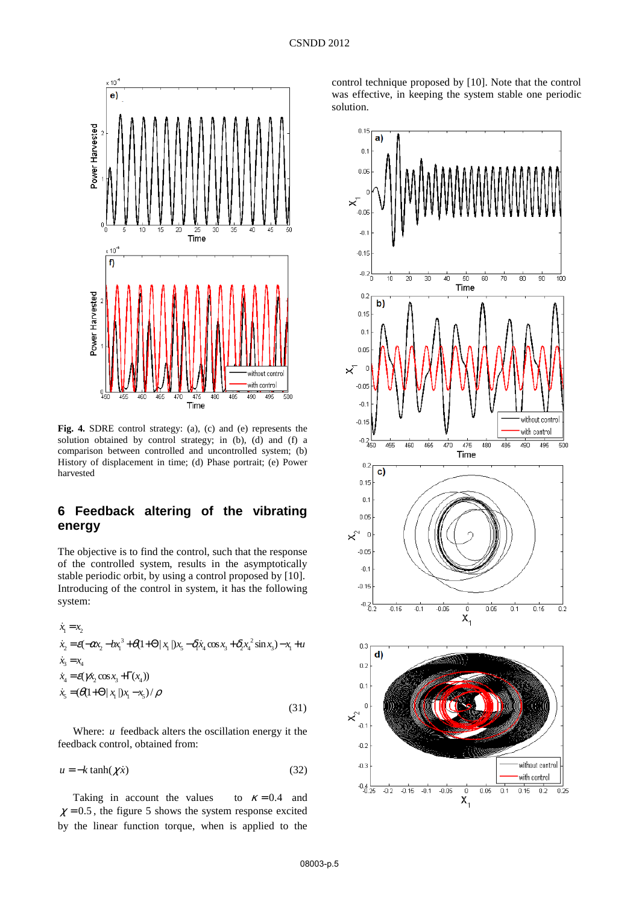**Fig. 4.** SDRE control strategy: (a), (c) and (e) represents the solution obtained by control strategy; in (b), (d) and (f) a comparison between controlled and uncontrolled system; (b) History of displacement in time; (d) Phase portrait; (e) Power harvested

## 6 Feedback altering of the vibrating energy

The objective is to find the control, such that the response of the controlled system, results in the asymptotically stable periodic orbit, by using a control proposed by [10]. Introducing of the control in system, it has the following system:

$$
\begin{aligned}
\dot{x}_1 &= x_2 \\
\dot{x}_2 &= \varepsilon(-\alpha x_2 - b x_1^3 + \theta(1+\Theta|x_1|)x_5 - \delta_1 \dot{x}_4 \cos x_3 + \delta_2 x_4^2 \sin x_3) - x_1 + u \\
\dot{x}_3 &= x_4 \\
\dot{x}_4 &= \varepsilon(\gamma x_2 \cos x_3 + \Gamma(x_4)) \\
\dot{x}_5 &= (\theta(1+\Theta|x_1|)x_1 - x_5)/\rho
\end{aligned}
\tag{31}
$$

Where: $u$ feedback alters the oscillation energy it the feedback control, obtained from:

$$u = -k \tanh(\chi \dot{x}) \tag{32}$$

Taking in account the values to $\kappa = 0.4$ and $\chi = 0.5$, the figure 5 shows the system response excited by the linear function torque, when is applied to the control technique proposed by [10]. Note that the control was effective, in keeping the system stable one periodic solution.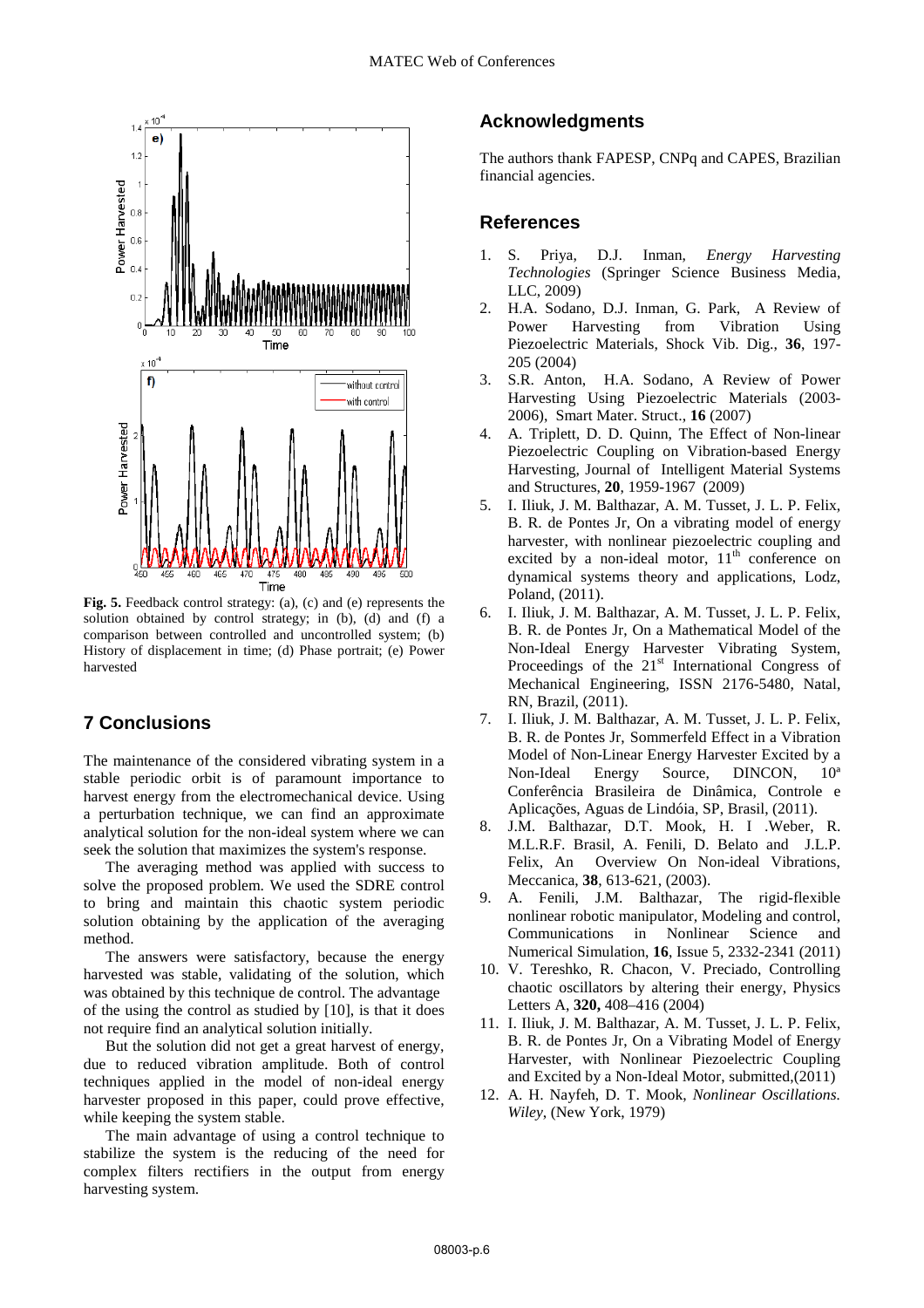e)

Power Harvested

x 10^-4

Time

f)

Power Harvested

x 10^-4

without control

with control

Time

**Fig. 5.** Feedback control strategy: (a), (c) and (e) represents the solution obtained by control strategy; in (b), (d) and (f) a comparison between controlled and uncontrolled system; (b) History of displacement in time; (d) Phase portrait; (e) Power harvested

## 7 Conclusions

The maintenance of the considered vibrating system in a stable periodic orbit is of paramount importance to harvest energy from the electromechanical device. Using a perturbation technique, we can find an approximate analytical solution for the non-ideal system where we can seek the solution that maximizes the system's response.

The averaging method was applied with success to solve the proposed problem. We used the SDRE control to bring and maintain this chaotic system periodic solution obtaining by the application of the averaging method.

The answers were satisfactory, because the energy harvested was stable, validating of the solution, which was obtained by this technique de control. The advantage of the using the control as studied by [10], is that it does not require find an analytical solution initially.

But the solution did not get a great harvest of energy, due to reduced vibration amplitude. Both of control techniques applied in the model of non-ideal energy harvester proposed in this paper, could prove effective, while keeping the system stable.

The main advantage of using a control technique to stabilize the system is the reducing of the need for complex filters rectifiers in the output from energy harvesting system.

## Acknowledgments

The authors thank FAPESP, CNPq and CAPES, Brazilian financial agencies.

## References

1. S. Priya, D.J. Inman, *Energy Harvesting Technologies* (Springer Science Business Media, LLC, 2009)
2. H.A. Sodano, D.J. Inman, G. Park, A Review of Power Harvesting from Vibration Using Piezoelectric Materials, Shock Vib. Dig., **36**, 197-205 (2004)
3. S.R. Anton, H.A. Sodano, A Review of Power Harvesting Using Piezoelectric Materials (2003-2006), Smart Mater. Struct., **16** (2007)
4. A. Triplett, D. D. Quinn, The Effect of Non-linear Piezoelectric Coupling on Vibration-based Energy Harvesting, Journal of Intelligent Material Systems and Structures, **20**, 1959-1967 (2009)
5. I. Iliuk, J. M. Balthazar, A. M. Tusset, J. L. P. Felix, B. R. de Pontes Jr, On a vibrating model of energy harvester, with nonlinear piezoelectric coupling and excited by a non-ideal motor, 11th conference on dynamical systems theory and applications, Lodz, Poland, (2011).
6. I. Iliuk, J. M. Balthazar, A. M. Tusset, J. L. P. Felix, B. R. de Pontes Jr, On a Mathematical Model of the Non-Ideal Energy Harvester Vibrating System, Proceedings of the 21st International Congress of Mechanical Engineering, ISSN 2176-5480, Natal, RN, Brazil, (2011).
7. I. Iliuk, J. M. Balthazar, A. M. Tusset, J. L. P. Felix, B. R. de Pontes Jr, Sommerfeld Effect in a Vibration Model of Non-Linear Energy Harvester Excited by a Non-Ideal Energy Source, DINCON, 10ª Conferência Brasileira de Dinâmica, Controle e Aplicações, Aguas de Lindóia, SP, Brasil, (2011).
8. J.M. Balthazar, D.T. Mook, H. I .Weber, R. M.L.R.F. Brasil, A. Fenili, D. Belato and J.L.P. Felix, An Overview On Non-ideal Vibrations, Meccanica, **38**, 613-621, (2003).
9. A. Fenili, J.M. Balthazar, The rigid-flexible nonlinear robotic manipulator, Modeling and control, Communications in Nonlinear Science and Numerical Simulation, **16**, Issue 5, 2332-2341 (2011)
10. V. Tereshko, R. Chacon, V. Preciado, Controlling chaotic oscillators by altering their energy, Physics Letters A, **320,** 408–416 (2004)
11. I. Iliuk, J. M. Balthazar, A. M. Tusset, J. L. P. Felix, B. R. de Pontes Jr, On a Vibrating Model of Energy Harvester, with Nonlinear Piezoelectric Coupling and Excited by a Non-Ideal Motor, submitted,(2011)
12. A. H. Nayfeh, D. T. Mook, *Nonlinear Oscillations. Wiley*, (New York, 1979)